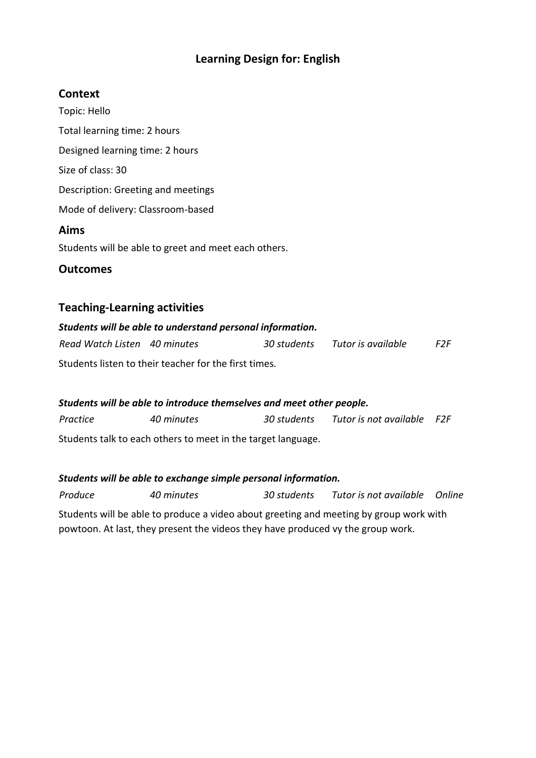# Learning Design for: English

## Context

Topic: Hello

Total learning time: 2 hours

Designed learning time: 2 hours

Size of class: 30

Description: Greeting and meetings

Mode of delivery: Classroom-based

## Aims

Students will be able to greet and meet each others.

## Outcomes

## Teaching-Learning activities

***Students will be able to understand personal information.***

| *Read Watch Listen* | *40 minutes* | *30 students* | *Tutor is available* | *F2F* |
|---|---|---|---|---|

Students listen to their teacher for the first times.

***Students will be able to introduce themselves and meet other people.***

| *Practice* | *40 minutes* | *30 students* | *Tutor is not available* | *F2F* |
|---|---|---|---|---|

Students talk to each others to meet in the target language.

***Students will be able to exchange simple personal information.***

| *Produce* | *40 minutes* | *30 students* | *Tutor is not available* | *Online* |
|---|---|---|---|---|

Students will be able to produce a video about greeting and meeting by group work with powtoon. At last, they present the videos they have produced vy the group work.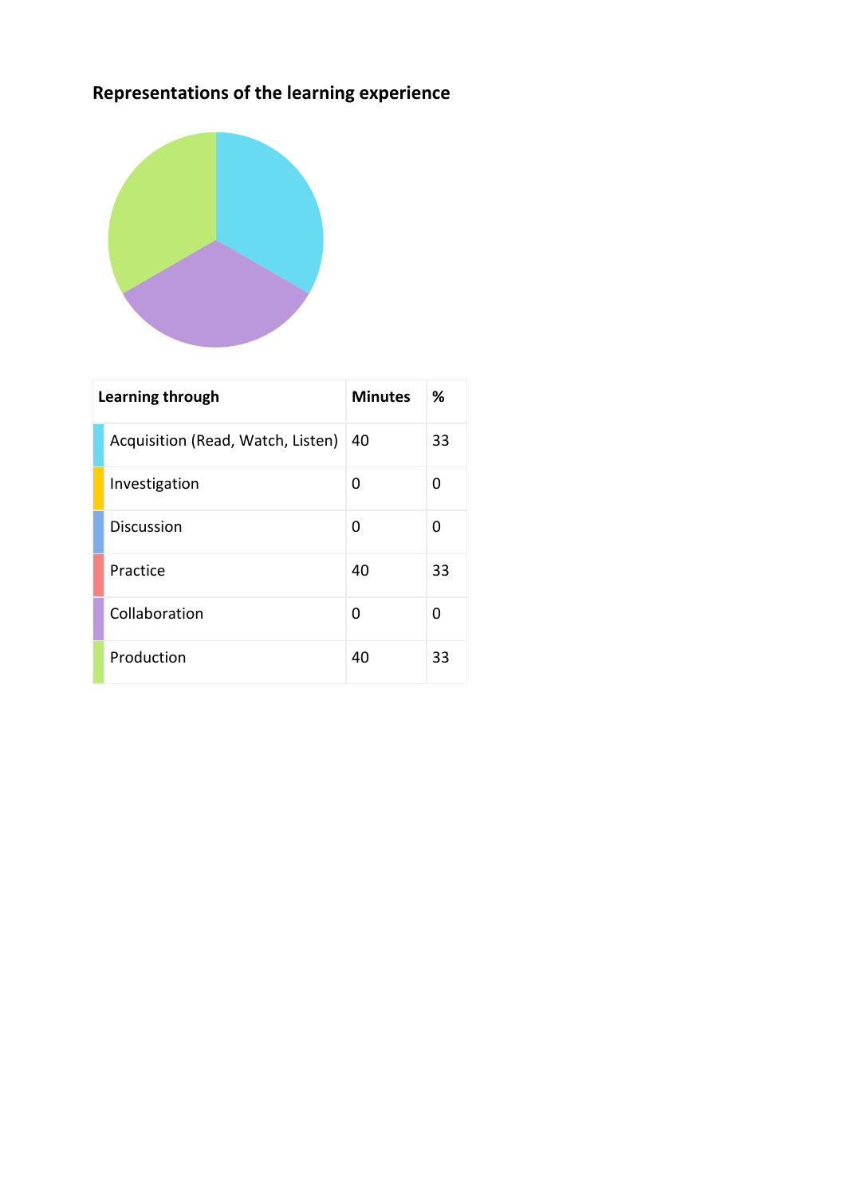## Representations of the learning experience

| Learning through | Minutes | % |
|---|---|---|
| Acquisition (Read, Watch, Listen) | 40 | 33 |
| Investigation | 0 | 0 |
| Discussion | 0 | 0 |
| Practice | 40 | 33 |
| Collaboration | 0 | 0 |
| Production | 40 | 33 |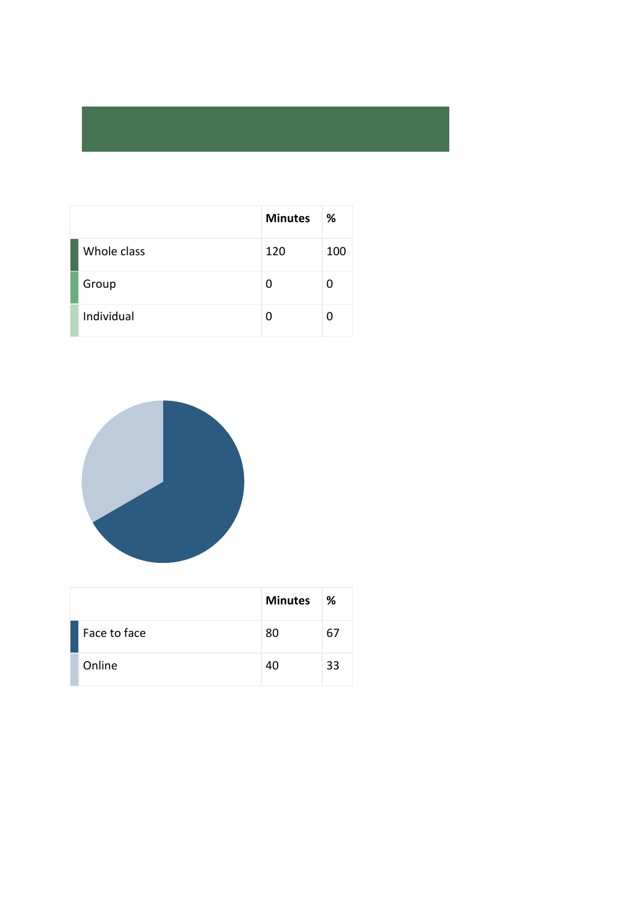|  | Minutes | % |
|---|---|---|
| Whole class | 120 | 100 |
| Group | 0 | 0 |
| Individual | 0 | 0 |

|  | Minutes | % |
|---|---|---|
| Face to face | 80 | 67 |
| Online | 40 | 33 |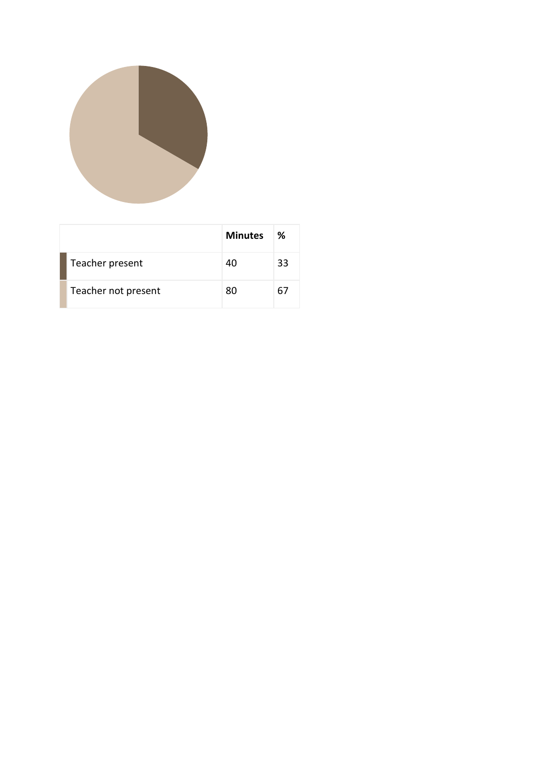| | Minutes | % |
|---|---|---|
| Teacher present | 40 | 33 |
| Teacher not present | 80 | 67 |